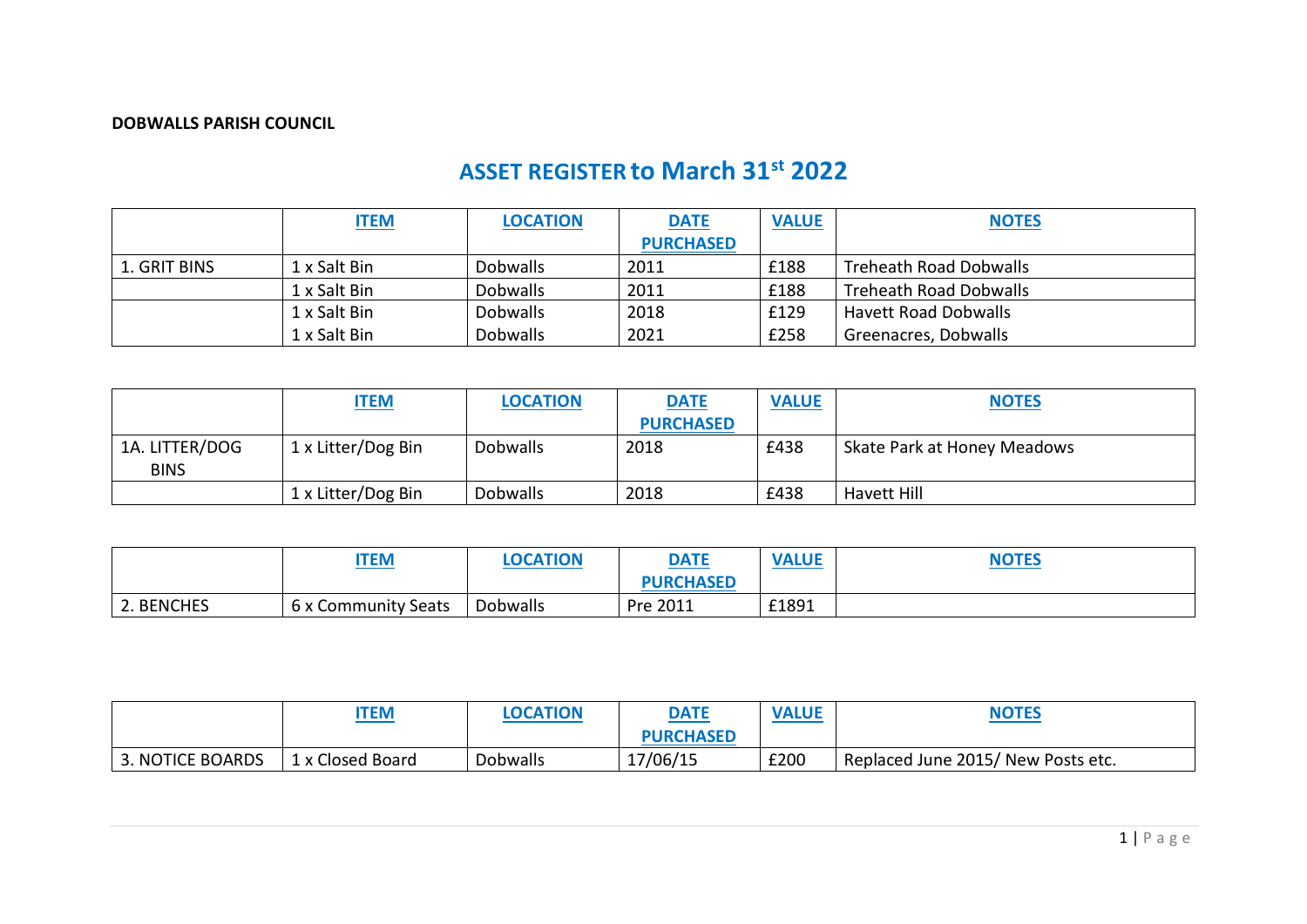**DOBWALLS PARISH COUNCIL**

# ASSET REGISTER to March 31st 2022

| | ITEM | LOCATION | DATE PURCHASED | VALUE | NOTES |
|---|---|---|---|---|---|
| 1. GRIT BINS | 1 x Salt Bin | Dobwalls | 2011 | £188 | Treheath Road Dobwalls |
| | 1 x Salt Bin | Dobwalls | 2011 | £188 | Treheath Road Dobwalls |
| | 1 x Salt Bin | Dobwalls | 2018 | £129 | Havett Road Dobwalls |
| | 1 x Salt Bin | Dobwalls | 2021 | £258 | Greenacres, Dobwalls |

| | ITEM | LOCATION | DATE PURCHASED | VALUE | NOTES |
|---|---|---|---|---|---|
| 1A. LITTER/DOG BINS | 1 x Litter/Dog Bin | Dobwalls | 2018 | £438 | Skate Park at Honey Meadows |
| | 1 x Litter/Dog Bin | Dobwalls | 2018 | £438 | Havett Hill |

| | ITEM | LOCATION | DATE PURCHASED | VALUE | NOTES |
|---|---|---|---|---|---|
| 2. BENCHES | 6 x Community Seats | Dobwalls | Pre 2011 | £1891 | |

| | ITEM | LOCATION | DATE PURCHASED | VALUE | NOTES |
|---|---|---|---|---|---|
| 3. NOTICE BOARDS | 1 x Closed Board | Dobwalls | 17/06/15 | £200 | Replaced June 2015/ New Posts etc. |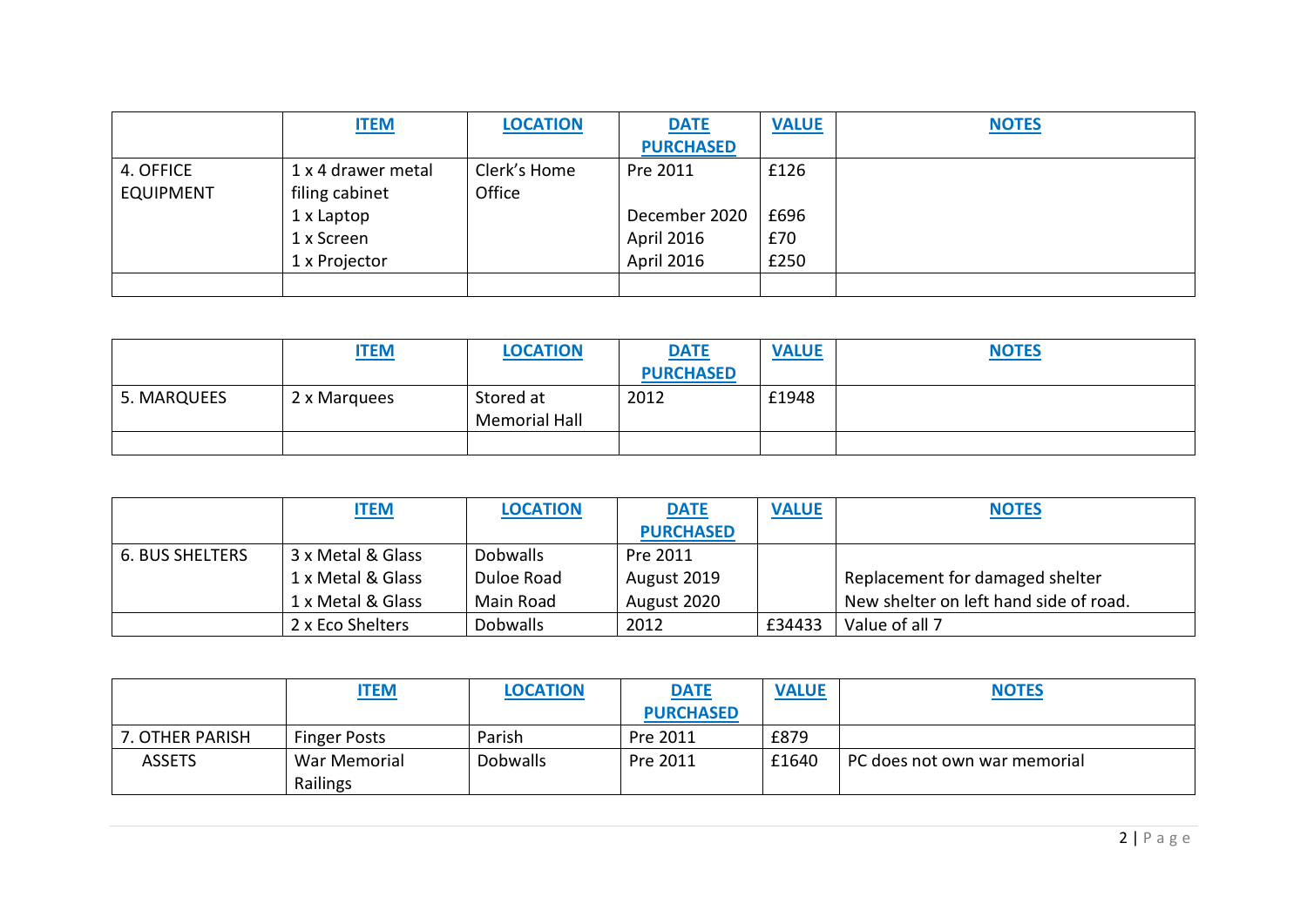| | ITEM | LOCATION | DATE PURCHASED | VALUE | NOTES |
|---|---|---|---|---|---|
| 4. OFFICE EQUIPMENT | 1 x 4 drawer metal filing cabinet | Clerk's Home Office | Pre 2011 | £126 | |
| | 1 x Laptop | | December 2020 | £696 | |
| | 1 x Screen | | April 2016 | £70 | |
| | 1 x Projector | | April 2016 | £250 | |
| | | | | | |

| | ITEM | LOCATION | DATE PURCHASED | VALUE | NOTES |
|---|---|---|---|---|---|
| 5. MARQUEES | 2 x Marquees | Stored at Memorial Hall | 2012 | £1948 | |
| | | | | | |

| | ITEM | LOCATION | DATE PURCHASED | VALUE | NOTES |
|---|---|---|---|---|---|
| 6. BUS SHELTERS | 3 x Metal & Glass | Dobwalls | Pre 2011 | | |
| | 1 x Metal & Glass | Duloe Road | August 2019 | | Replacement for damaged shelter |
| | 1 x Metal & Glass | Main Road | August 2020 | | New shelter on left hand side of road. |
| | 2 x Eco Shelters | Dobwalls | 2012 | £34433 | Value of all 7 |

| | ITEM | LOCATION | DATE PURCHASED | VALUE | NOTES |
|---|---|---|---|---|---|
| 7. OTHER PARISH ASSETS | Finger Posts | Parish | Pre 2011 | £879 | |
| | War Memorial Railings | Dobwalls | Pre 2011 | £1640 | PC does not own war memorial |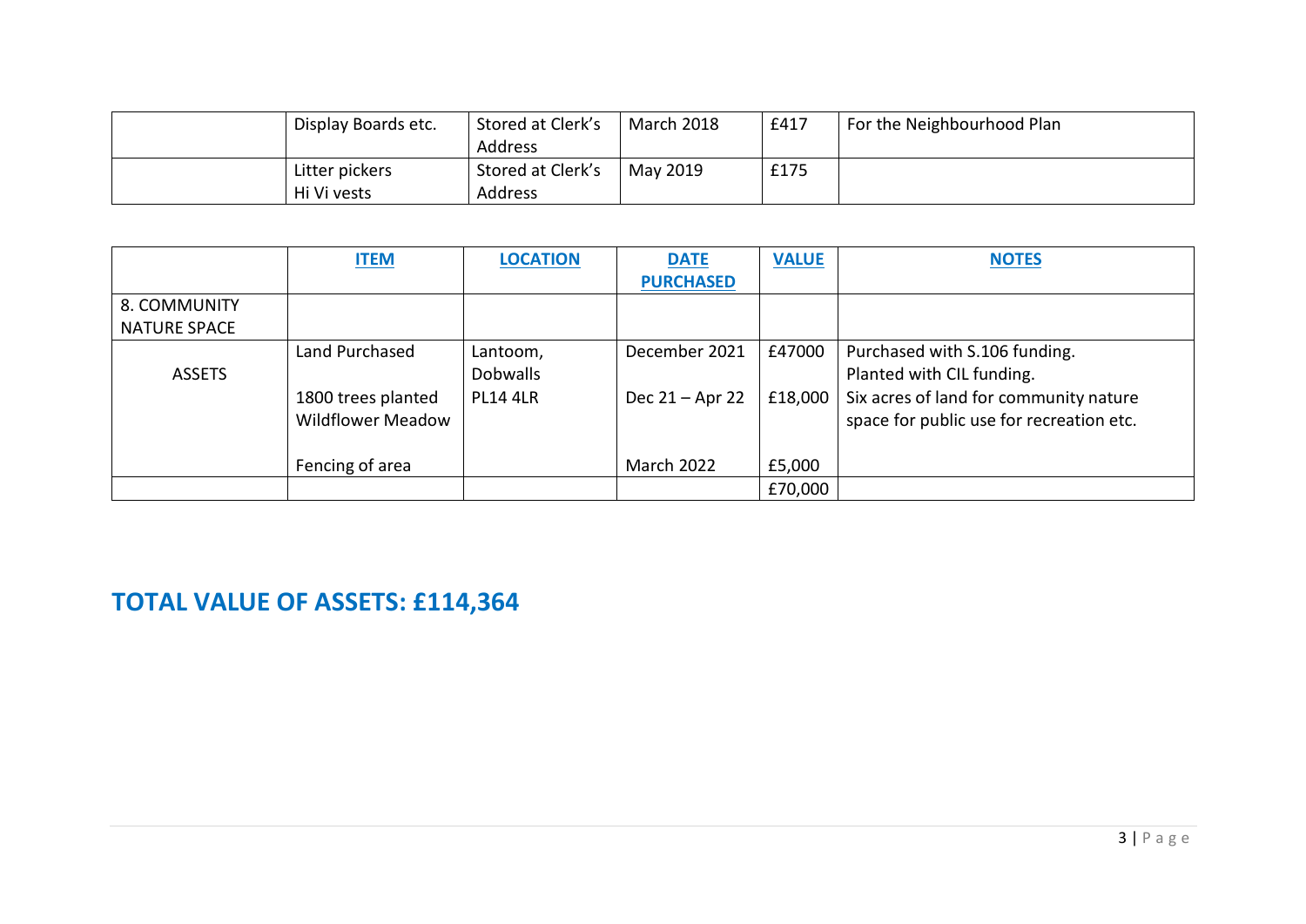| | | | | | |
|---|---|---|---|---|---|
| | Display Boards etc. | Stored at Clerk's Address | March 2018 | £417 | For the Neighbourhood Plan |
| | Litter pickers<br>Hi Vi vests | Stored at Clerk's Address | May 2019 | £175 | |

| | ITEM | LOCATION | DATE PURCHASED | VALUE | NOTES |
|---|---|---|---|---|---|
| 8. COMMUNITY NATURE SPACE | | | | | |
| ASSETS | Land Purchased<br><br>1800 trees planted<br>Wildflower Meadow<br><br>Fencing of area | Lantoom, Dobwalls<br>PL14 4LR | December 2021<br><br>Dec 21 – Apr 22<br><br>March 2022 | £47000<br><br>£18,000<br><br>£5,000 | Purchased with S.106 funding.<br>Planted with CIL funding.<br>Six acres of land for community nature space for public use for recreation etc. |
| | | | | £70,000 | |

## TOTAL VALUE OF ASSETS: £114,364